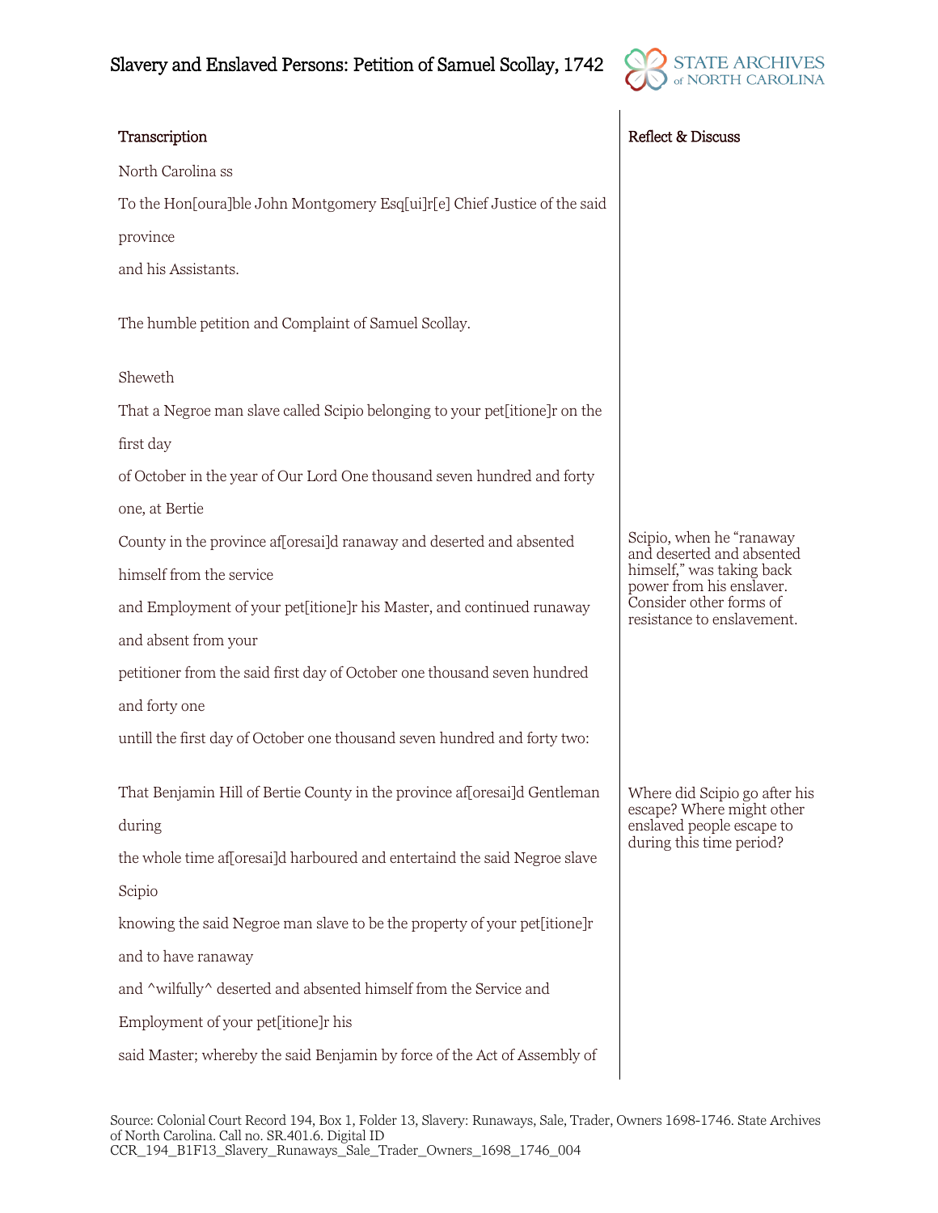# Slavery and Enslaved Persons: Petition of Samuel Scollay, 1742

## Transcription

North Carolina ss

To the Hon[oura]ble John Montgomery Esq[ui]r[e] Chief Justice of the said province

and his Assistants.

The humble petition and Complaint of Samuel Scollay.

Sheweth

That a Negroe man slave called Scipio belonging to your pet[itione]r on the first day

of October in the year of Our Lord One thousand seven hundred and forty one, at Bertie

County in the province af[oresai]d ranaway and deserted and absented himself from the service

and Employment of your pet[itione]r his Master, and continued runaway and absent from your

petitioner from the said first day of October one thousand seven hundred and forty one

untill the first day of October one thousand seven hundred and forty two:

That Benjamin Hill of Bertie County in the province af[oresai]d Gentleman during

the whole time af[oresai]d harboured and entertaind the said Negroe slave Scipio

knowing the said Negroe man slave to be the property of your pet[itione]r and to have ranaway

and ^wilfully^ deserted and absented himself from the Service and Employment of your pet[itione]r his

said Master; whereby the said Benjamin by force of the Act of Assembly of

## Reflect & Discuss

Scipio, when he "ranaway and deserted and absented himself," was taking back power from his enslaver. Consider other forms of resistance to enslavement.

Where did Scipio go after his escape? Where might other enslaved people escape to during this time period?

Source: Colonial Court Record 194, Box 1, Folder 13, Slavery: Runaways, Sale, Trader, Owners 1698-1746. State Archives of North Carolina. Call no. SR.401.6. Digital ID CCR_194_B1F13_Slavery_Runaways_Sale_Trader_Owners_1698_1746_004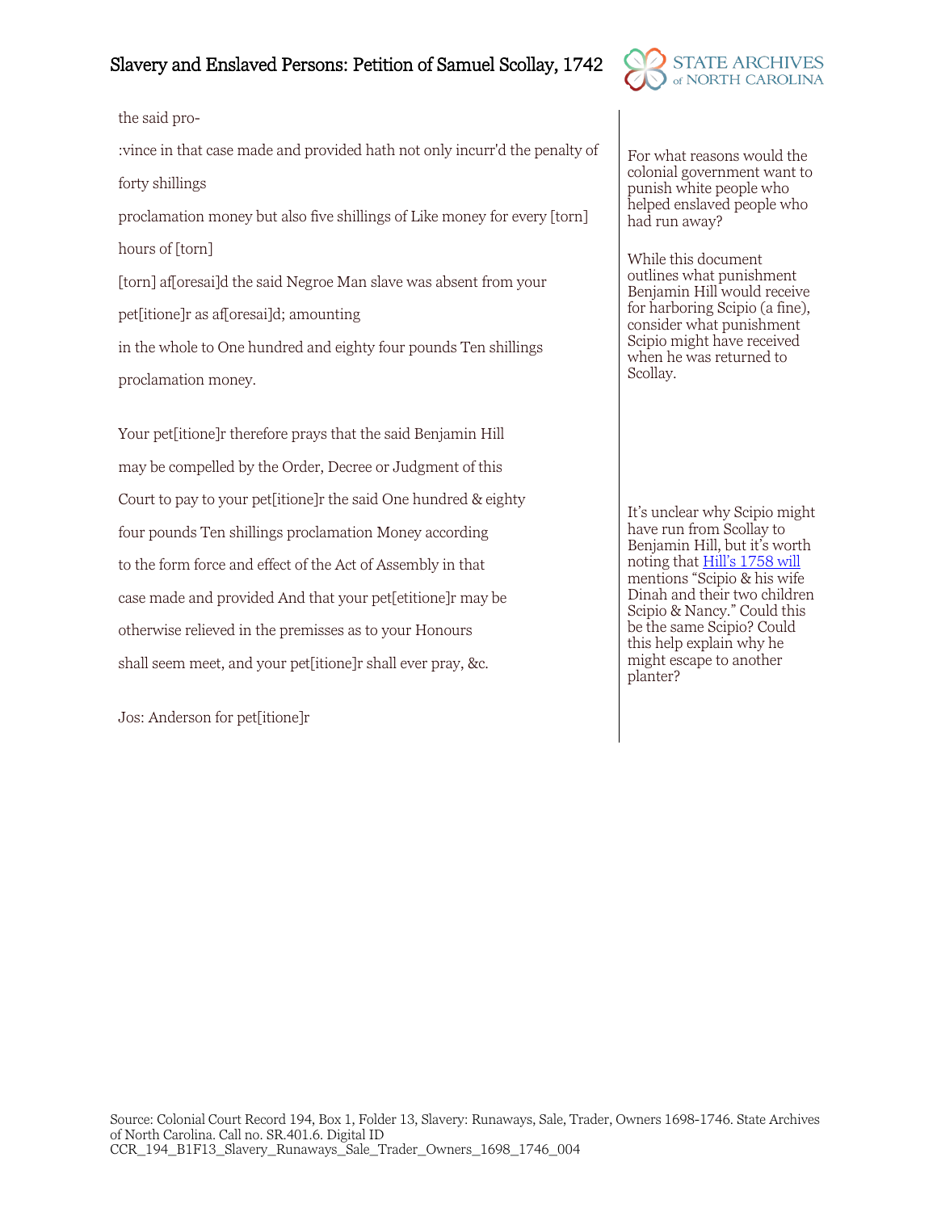the said pro-

:vince in that case made and provided hath not only incurr'd the penalty of

forty shillings

proclamation money but also five shillings of Like money for every [torn]

hours of [torn]

[torn] af[oresai]d the said Negroe Man slave was absent from your

pet[itione]r as af[oresai]d; amounting

in the whole to One hundred and eighty four pounds Ten shillings

proclamation money.

Your pet[itione]r therefore prays that the said Benjamin Hill

may be compelled by the Order, Decree or Judgment of this

Court to pay to your pet[itione]r the said One hundred & eighty

four pounds Ten shillings proclamation Money according

to the form force and effect of the Act of Assembly in that

case made and provided And that your pet[etitione]r may be

otherwise relieved in the premisses as to your Honours

shall seem meet, and your pet[itione]r shall ever pray, &c.

Jos: Anderson for pet[itione]r

For what reasons would the colonial government want to punish white people who helped enslaved people who had run away?

While this document outlines what punishment Benjamin Hill would receive for harboring Scipio (a fine), consider what punishment Scipio might have received when he was returned to Scollay.

It's unclear why Scipio might have run from Scollay to Benjamin Hill, but it's worth noting that Hill's 1758 will mentions "Scipio & his wife Dinah and their two children Scipio & Nancy." Could this be the same Scipio? Could this help explain why he might escape to another planter?

Source: Colonial Court Record 194, Box 1, Folder 13, Slavery: Runaways, Sale, Trader, Owners 1698-1746. State Archives of North Carolina. Call no. SR.401.6. Digital ID CCR_194_B1F13_Slavery_Runaways_Sale_Trader_Owners_1698_1746_004